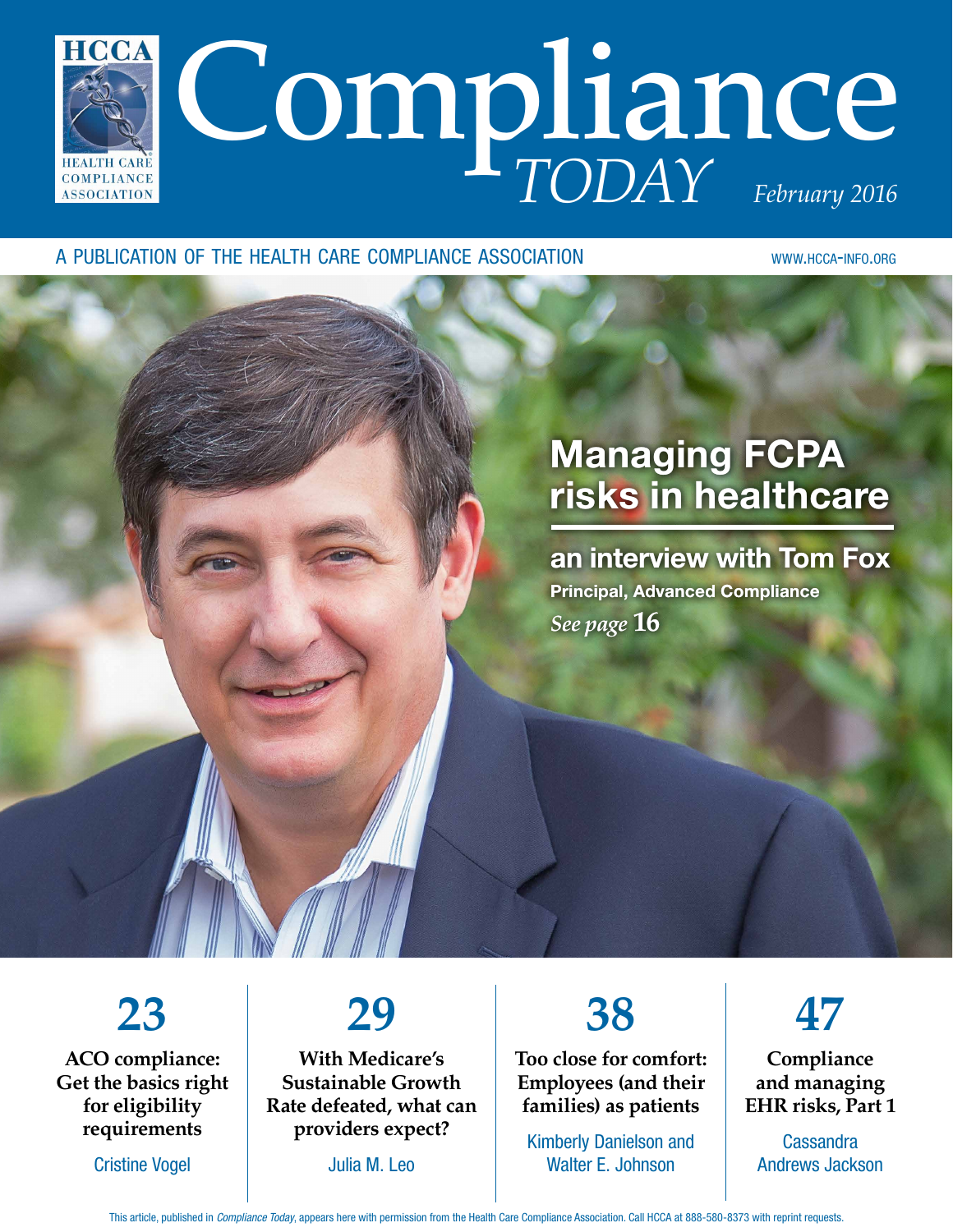# Compliance TODAY

HCCA
HEALTH CARE COMPLIANCE ASSOCIATION

*February 2016*

A PUBLICATION OF THE HEALTH CARE COMPLIANCE ASSOCIATION

WWW.HCCA-INFO.ORG

## Managing FCPA risks in healthcare

### an interview with Tom Fox

**Principal, Advanced Compliance**

*See page* **16**

**23**

**ACO compliance: Get the basics right for eligibility requirements**

Cristine Vogel

**29**

**With Medicare's Sustainable Growth Rate defeated, what can providers expect?**

Julia M. Leo

**38**

**Too close for comfort: Employees (and their families) as patients**

Kimberly Danielson and Walter E. Johnson

**47**

**Compliance and managing EHR risks, Part 1**

Cassandra Andrews Jackson

This article, published in *Compliance Today*, appears here with permission from the Health Care Compliance Association. Call HCCA at 888-580-8373 with reprint requests.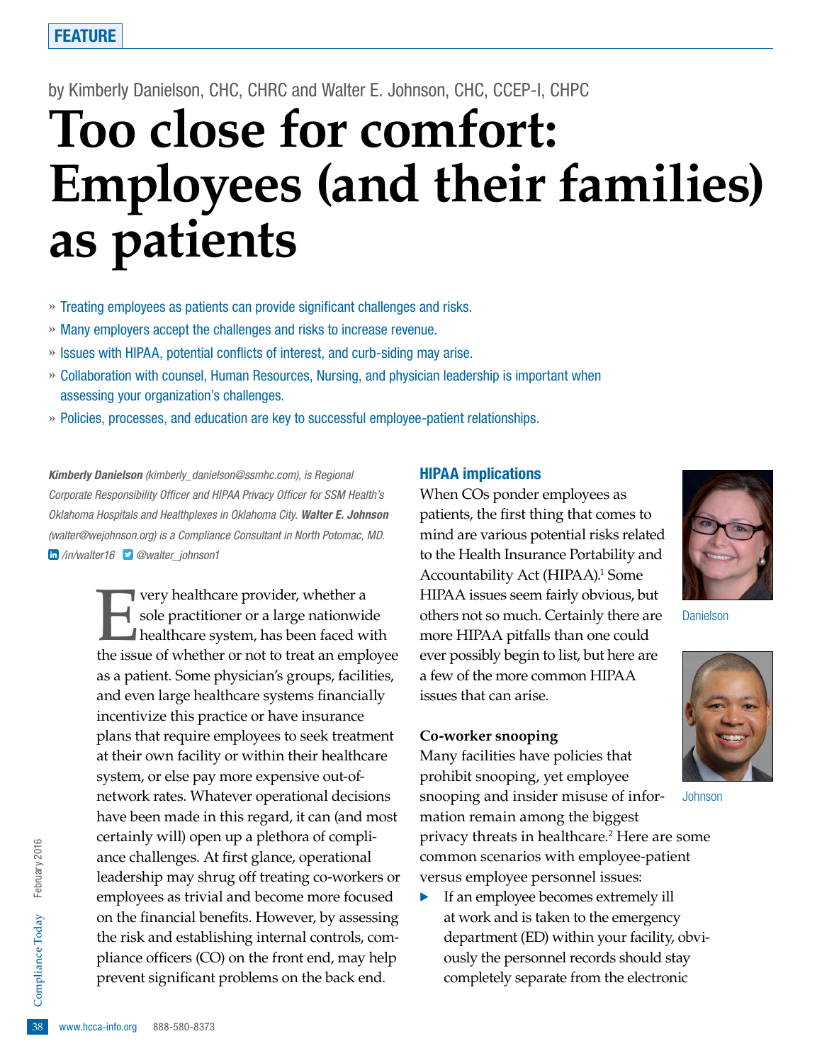FEATURE

by Kimberly Danielson, CHC, CHRC and Walter E. Johnson, CHC, CCEP-I, CHPC

# Too close for comfort: Employees (and their families) as patients

- Treating employees as patients can provide significant challenges and risks.
- Many employers accept the challenges and risks to increase revenue.
- Issues with HIPAA, potential conflicts of interest, and curb-siding may arise.
- Collaboration with counsel, Human Resources, Nursing, and physician leadership is important when assessing your organization's challenges.
- Policies, processes, and education are key to successful employee-patient relationships.

***Kimberly Danielson*** *(kimberly_danielson@ssmhc.com), is Regional Corporate Responsibility Officer and HIPAA Privacy Officer for SSM Health's Oklahoma Hospitals and Healthplexes in Oklahoma City.* ***Walter E. Johnson*** *(walter@wejohnson.org) is a Compliance Consultant in North Potomac, MD.* */in/walter16* *@walter_johnson1*

Every healthcare provider, whether a sole practitioner or a large nationwide healthcare system, has been faced with the issue of whether or not to treat an employee as a patient. Some physician's groups, facilities, and even large healthcare systems financially incentivize this practice or have insurance plans that require employees to seek treatment at their own facility or within their healthcare system, or else pay more expensive out-of-network rates. Whatever operational decisions have been made in this regard, it can (and most certainly will) open up a plethora of compliance challenges. At first glance, operational leadership may shrug off treating co-workers or employees as trivial and become more focused on the financial benefits. However, by assessing the risk and establishing internal controls, compliance officers (CO) on the front end, may help prevent significant problems on the back end.

## HIPAA implications

When COs ponder employees as patients, the first thing that comes to mind are various potential risks related to the Health Insurance Portability and Accountability Act (HIPAA).[1] Some HIPAA issues seem fairly obvious, but others not so much. Certainly there are more HIPAA pitfalls than one could ever possibly begin to list, but here are a few of the more common HIPAA issues that can arise.

Danielson

Johnson

### Co-worker snooping

Many facilities have policies that prohibit snooping, yet employee snooping and insider misuse of information remain among the biggest privacy threats in healthcare.[2] Here are some common scenarios with employee-patient versus employee personnel issues:

- If an employee becomes extremely ill at work and is taken to the emergency department (ED) within your facility, obviously the personnel records should stay completely separate from the electronic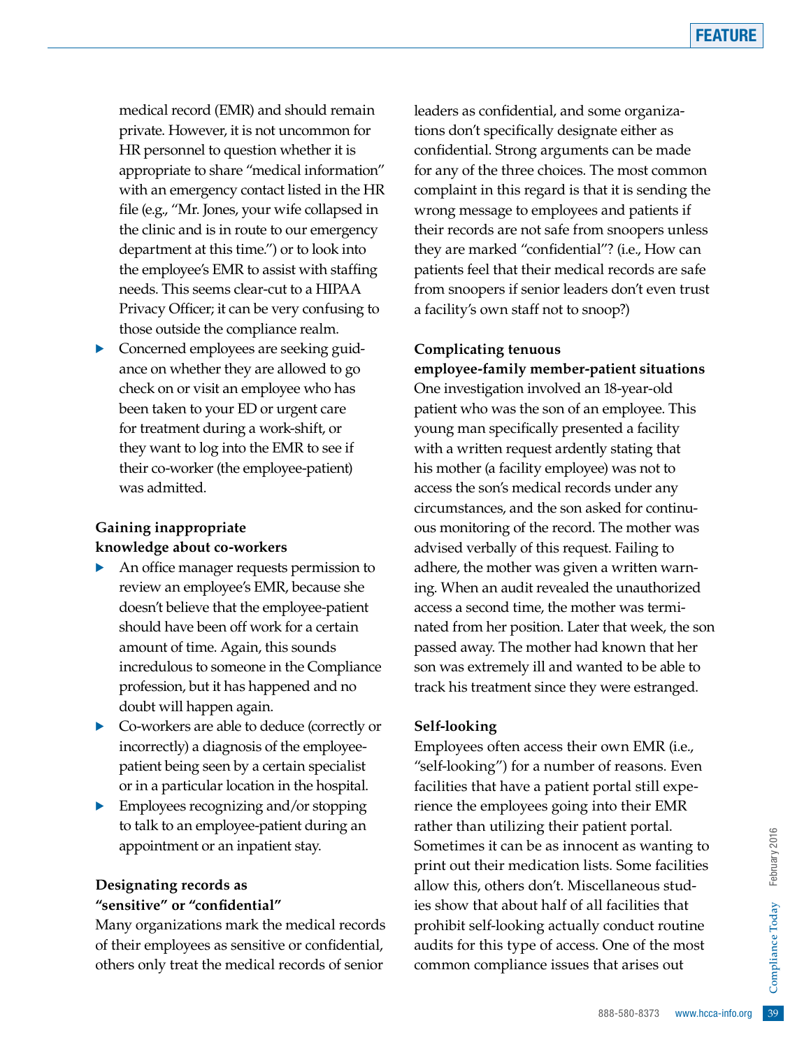medical record (EMR) and should remain private. However, it is not uncommon for HR personnel to question whether it is appropriate to share "medical information" with an emergency contact listed in the HR file (e.g., "Mr. Jones, your wife collapsed in the clinic and is in route to our emergency department at this time.") or to look into the employee's EMR to assist with staffing needs. This seems clear-cut to a HIPAA Privacy Officer; it can be very confusing to those outside the compliance realm.

- Concerned employees are seeking guidance on whether they are allowed to go check on or visit an employee who has been taken to your ED or urgent care for treatment during a work-shift, or they want to log into the EMR to see if their co-worker (the employee-patient) was admitted.

**Gaining inappropriate knowledge about co-workers**

- An office manager requests permission to review an employee's EMR, because she doesn't believe that the employee-patient should have been off work for a certain amount of time. Again, this sounds incredulous to someone in the Compliance profession, but it has happened and no doubt will happen again.
- Co-workers are able to deduce (correctly or incorrectly) a diagnosis of the employee-patient being seen by a certain specialist or in a particular location in the hospital.
- Employees recognizing and/or stopping to talk to an employee-patient during an appointment or an inpatient stay.

**Designating records as "sensitive" or "confidential"**

Many organizations mark the medical records of their employees as sensitive or confidential, others only treat the medical records of senior leaders as confidential, and some organizations don't specifically designate either as confidential. Strong arguments can be made for any of the three choices. The most common complaint in this regard is that it is sending the wrong message to employees and patients if their records are not safe from snoopers unless they are marked "confidential"? (i.e., How can patients feel that their medical records are safe from snoopers if senior leaders don't even trust a facility's own staff not to snoop?)

**Complicating tenuous employee-family member-patient situations**

One investigation involved an 18-year-old patient who was the son of an employee. This young man specifically presented a facility with a written request ardently stating that his mother (a facility employee) was not to access the son's medical records under any circumstances, and the son asked for continuous monitoring of the record. The mother was advised verbally of this request. Failing to adhere, the mother was given a written warning. When an audit revealed the unauthorized access a second time, the mother was terminated from her position. Later that week, the son passed away. The mother had known that her son was extremely ill and wanted to be able to track his treatment since they were estranged.

**Self-looking**

Employees often access their own EMR (i.e., "self-looking") for a number of reasons. Even facilities that have a patient portal still experience the employees going into their EMR rather than utilizing their patient portal. Sometimes it can be as innocent as wanting to print out their medication lists. Some facilities allow this, others don't. Miscellaneous studies show that about half of all facilities that prohibit self-looking actually conduct routine audits for this type of access. One of the most common compliance issues that arises out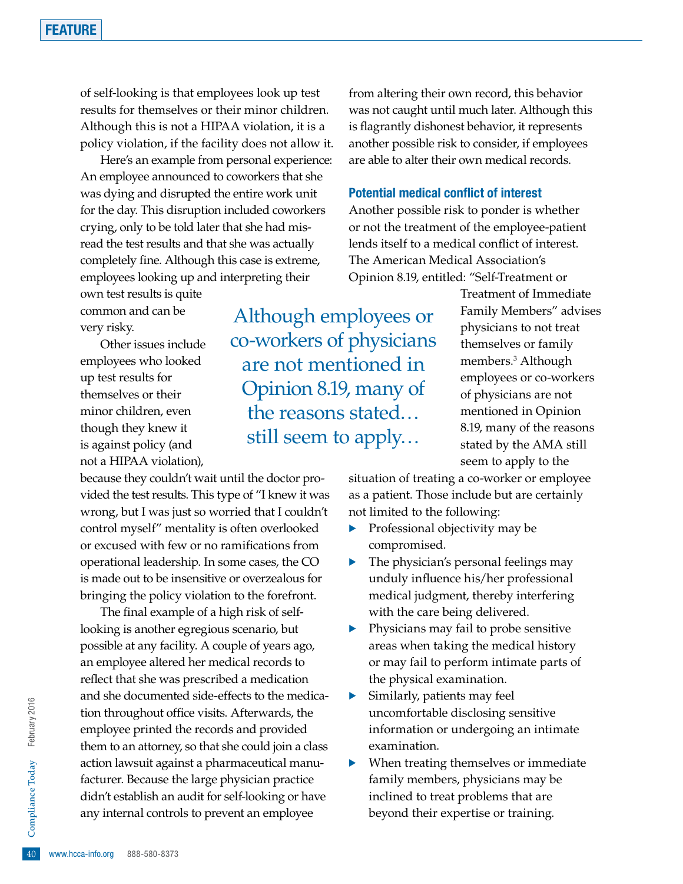of self-looking is that employees look up test results for themselves or their minor children. Although this is not a HIPAA violation, it is a policy violation, if the facility does not allow it.

Here's an example from personal experience: An employee announced to coworkers that she was dying and disrupted the entire work unit for the day. This disruption included coworkers crying, only to be told later that she had misread the test results and that she was actually completely fine. Although this case is extreme, employees looking up and interpreting their own test results is quite common and can be very risky.

Other issues include employees who looked up test results for themselves or their minor children, even though they knew it is against policy (and not a HIPAA violation), because they couldn't wait until the doctor provided the test results. This type of "I knew it was wrong, but I was just so worried that I couldn't control myself" mentality is often overlooked or excused with few or no ramifications from operational leadership. In some cases, the CO is made out to be insensitive or overzealous for bringing the policy violation to the forefront.

The final example of a high risk of self-looking is another egregious scenario, but possible at any facility. A couple of years ago, an employee altered her medical records to reflect that she was prescribed a medication and she documented side-effects to the medication throughout office visits. Afterwards, the employee printed the records and provided them to an attorney, so that she could join a class action lawsuit against a pharmaceutical manufacturer. Because the large physician practice didn't establish an audit for self-looking or have any internal controls to prevent an employee from altering their own record, this behavior was not caught until much later. Although this is flagrantly dishonest behavior, it represents another possible risk to consider, if employees are able to alter their own medical records.

### Potential medical conflict of interest

Another possible risk to ponder is whether or not the treatment of the employee-patient lends itself to a medical conflict of interest. The American Medical Association's Opinion 8.19, entitled: "Self-Treatment or Treatment of Immediate Family Members" advises physicians to not treat themselves or family members.[3] Although employees or co-workers of physicians are not mentioned in Opinion 8.19, many of the reasons stated by the AMA still seem to apply to the situation of treating a co-worker or employee as a patient. Those include but are certainly not limited to the following:

- Professional objectivity may be compromised.
- The physician's personal feelings may unduly influence his/her professional medical judgment, thereby interfering with the care being delivered.
- Physicians may fail to probe sensitive areas when taking the medical history or may fail to perform intimate parts of the physical examination.
- Similarly, patients may feel uncomfortable disclosing sensitive information or undergoing an intimate examination.
- When treating themselves or immediate family members, physicians may be inclined to treat problems that are beyond their expertise or training.

> Although employees or co-workers of physicians are not mentioned in Opinion 8.19, many of the reasons stated… still seem to apply…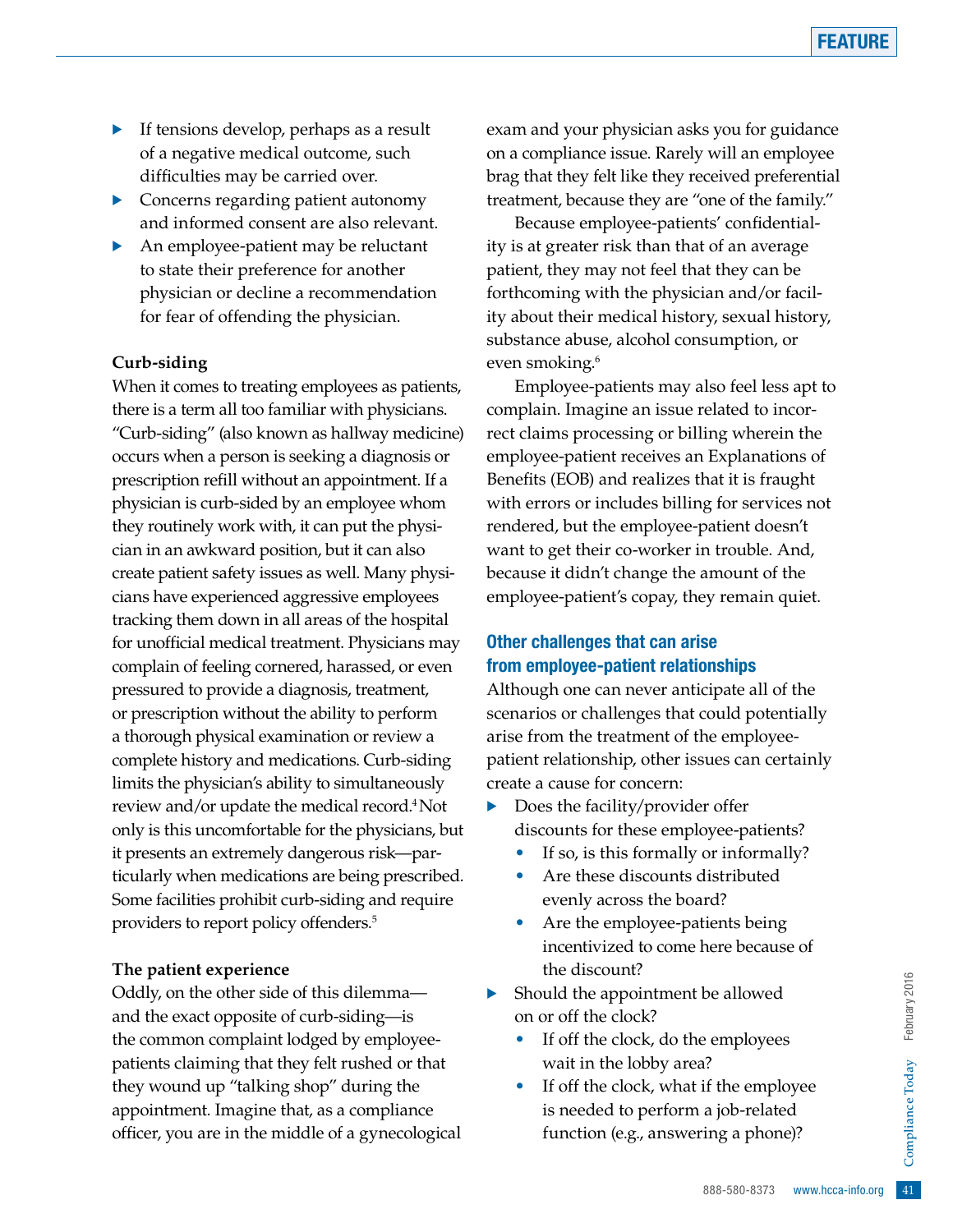- If tensions develop, perhaps as a result of a negative medical outcome, such difficulties may be carried over.
- Concerns regarding patient autonomy and informed consent are also relevant.
- An employee-patient may be reluctant to state their preference for another physician or decline a recommendation for fear of offending the physician.

**Curb-siding**

When it comes to treating employees as patients, there is a term all too familiar with physicians. "Curb-siding" (also known as hallway medicine) occurs when a person is seeking a diagnosis or prescription refill without an appointment. If a physician is curb-sided by an employee whom they routinely work with, it can put the physician in an awkward position, but it can also create patient safety issues as well. Many physicians have experienced aggressive employees tracking them down in all areas of the hospital for unofficial medical treatment. Physicians may complain of feeling cornered, harassed, or even pressured to provide a diagnosis, treatment, or prescription without the ability to perform a thorough physical examination or review a complete history and medications. Curb-siding limits the physician's ability to simultaneously review and/or update the medical record.[4] Not only is this uncomfortable for the physicians, but it presents an extremely dangerous risk—particularly when medications are being prescribed. Some facilities prohibit curb-siding and require providers to report policy offenders.[5]

**The patient experience**

Oddly, on the other side of this dilemma—and the exact opposite of curb-siding—is the common complaint lodged by employee-patients claiming that they felt rushed or that they wound up "talking shop" during the appointment. Imagine that, as a compliance officer, you are in the middle of a gynecological exam and your physician asks you for guidance on a compliance issue. Rarely will an employee brag that they felt like they received preferential treatment, because they are "one of the family."

Because employee-patients' confidentiality is at greater risk than that of an average patient, they may not feel that they can be forthcoming with the physician and/or facility about their medical history, sexual history, substance abuse, alcohol consumption, or even smoking.[6]

Employee-patients may also feel less apt to complain. Imagine an issue related to incorrect claims processing or billing wherein the employee-patient receives an Explanations of Benefits (EOB) and realizes that it is fraught with errors or includes billing for services not rendered, but the employee-patient doesn't want to get their co-worker in trouble. And, because it didn't change the amount of the employee-patient's copay, they remain quiet.

## Other challenges that can arise from employee-patient relationships

Although one can never anticipate all of the scenarios or challenges that could potentially arise from the treatment of the employee-patient relationship, other issues can certainly create a cause for concern:

- Does the facility/provider offer discounts for these employee-patients?
  - If so, is this formally or informally?
  - Are these discounts distributed evenly across the board?
  - Are the employee-patients being incentivized to come here because of the discount?
- Should the appointment be allowed on or off the clock?
  - If off the clock, do the employees wait in the lobby area?
  - If off the clock, what if the employee is needed to perform a job-related function (e.g., answering a phone)?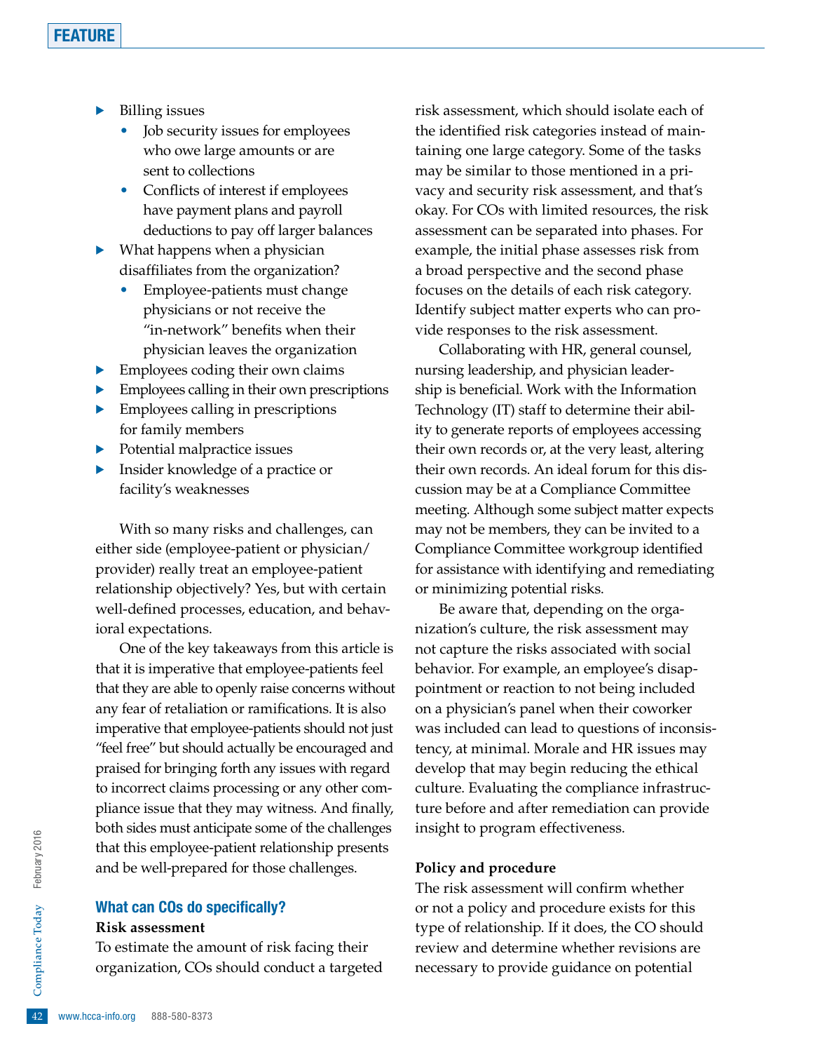- Billing issues
  - Job security issues for employees who owe large amounts or are sent to collections
  - Conflicts of interest if employees have payment plans and payroll deductions to pay off larger balances
- What happens when a physician disaffiliates from the organization?
  - Employee-patients must change physicians or not receive the "in-network" benefits when their physician leaves the organization
- Employees coding their own claims
- Employees calling in their own prescriptions
- Employees calling in prescriptions for family members
- Potential malpractice issues
- Insider knowledge of a practice or facility's weaknesses

With so many risks and challenges, can either side (employee-patient or physician/provider) really treat an employee-patient relationship objectively? Yes, but with certain well-defined processes, education, and behavioral expectations.

One of the key takeaways from this article is that it is imperative that employee-patients feel that they are able to openly raise concerns without any fear of retaliation or ramifications. It is also imperative that employee-patients should not just "feel free" but should actually be encouraged and praised for bringing forth any issues with regard to incorrect claims processing or any other compliance issue that they may witness. And finally, both sides must anticipate some of the challenges that this employee-patient relationship presents and be well-prepared for those challenges.

## What can COs do specifically?

**Risk assessment**

To estimate the amount of risk facing their organization, COs should conduct a targeted risk assessment, which should isolate each of the identified risk categories instead of maintaining one large category. Some of the tasks may be similar to those mentioned in a privacy and security risk assessment, and that's okay. For COs with limited resources, the risk assessment can be separated into phases. For example, the initial phase assesses risk from a broad perspective and the second phase focuses on the details of each risk category. Identify subject matter experts who can provide responses to the risk assessment.

Collaborating with HR, general counsel, nursing leadership, and physician leadership is beneficial. Work with the Information Technology (IT) staff to determine their ability to generate reports of employees accessing their own records or, at the very least, altering their own records. An ideal forum for this discussion may be at a Compliance Committee meeting. Although some subject matter expects may not be members, they can be invited to a Compliance Committee workgroup identified for assistance with identifying and remediating or minimizing potential risks.

Be aware that, depending on the organization's culture, the risk assessment may not capture the risks associated with social behavior. For example, an employee's disappointment or reaction to not being included on a physician's panel when their coworker was included can lead to questions of inconsistency, at minimal. Morale and HR issues may develop that may begin reducing the ethical culture. Evaluating the compliance infrastructure before and after remediation can provide insight to program effectiveness.

**Policy and procedure**

The risk assessment will confirm whether or not a policy and procedure exists for this type of relationship. If it does, the CO should review and determine whether revisions are necessary to provide guidance on potential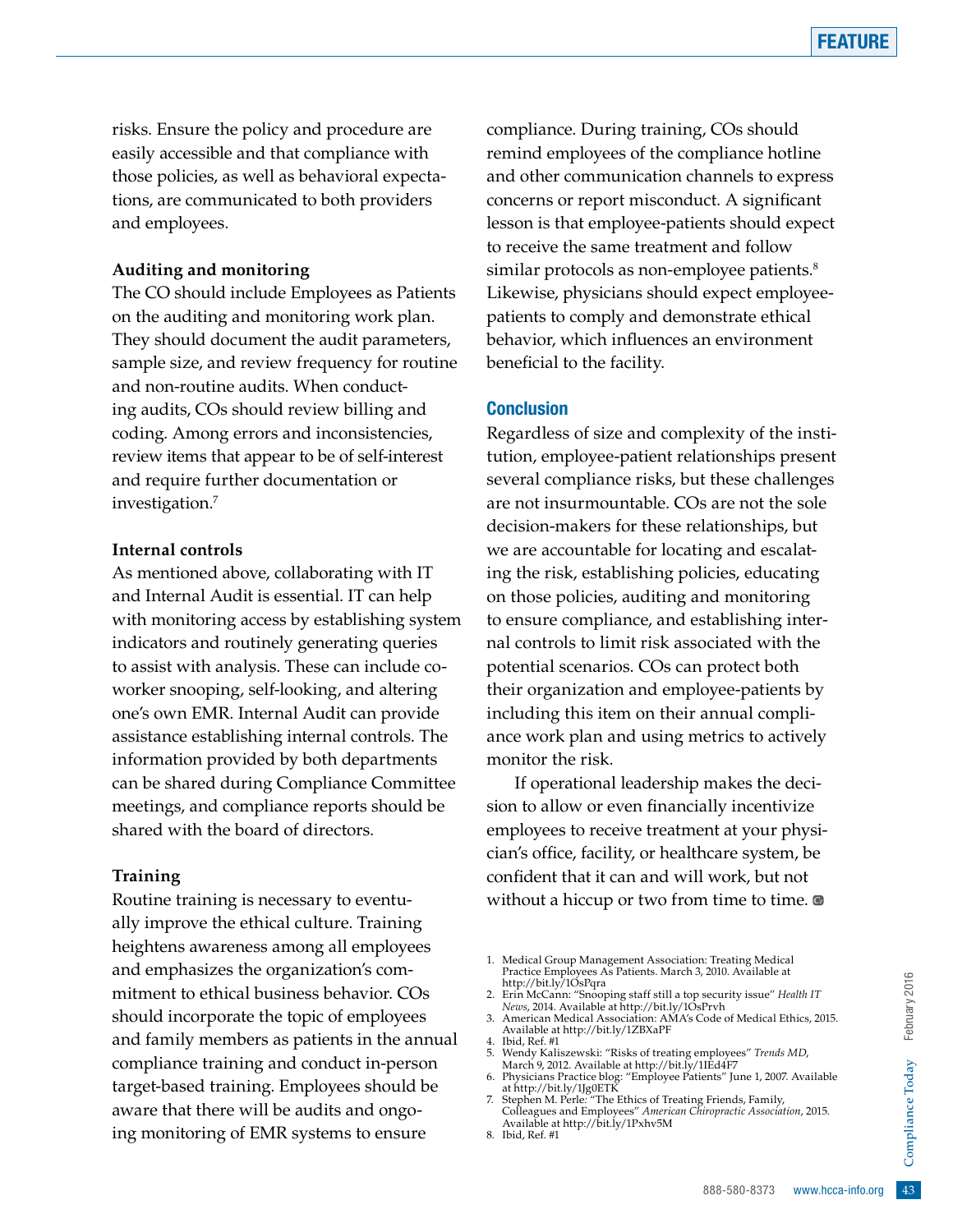risks. Ensure the policy and procedure are easily accessible and that compliance with those policies, as well as behavioral expectations, are communicated to both providers and employees.

### Auditing and monitoring

The CO should include Employees as Patients on the auditing and monitoring work plan. They should document the audit parameters, sample size, and review frequency for routine and non-routine audits. When conducting audits, COs should review billing and coding. Among errors and inconsistencies, review items that appear to be of self-interest and require further documentation or investigation.[7]

### Internal controls

As mentioned above, collaborating with IT and Internal Audit is essential. IT can help with monitoring access by establishing system indicators and routinely generating queries to assist with analysis. These can include co-worker snooping, self-looking, and altering one's own EMR. Internal Audit can provide assistance establishing internal controls. The information provided by both departments can be shared during Compliance Committee meetings, and compliance reports should be shared with the board of directors.

### Training

Routine training is necessary to eventually improve the ethical culture. Training heightens awareness among all employees and emphasizes the organization's commitment to ethical business behavior. COs should incorporate the topic of employees and family members as patients in the annual compliance training and conduct in-person target-based training. Employees should be aware that there will be audits and ongoing monitoring of EMR systems to ensure compliance. During training, COs should remind employees of the compliance hotline and other communication channels to express concerns or report misconduct. A significant lesson is that employee-patients should expect to receive the same treatment and follow similar protocols as non-employee patients.[8] Likewise, physicians should expect employee-patients to comply and demonstrate ethical behavior, which influences an environment beneficial to the facility.

## Conclusion

Regardless of size and complexity of the institution, employee-patient relationships present several compliance risks, but these challenges are not insurmountable. COs are not the sole decision-makers for these relationships, but we are accountable for locating and escalating the risk, establishing policies, educating on those policies, auditing and monitoring to ensure compliance, and establishing internal controls to limit risk associated with the potential scenarios. COs can protect both their organization and employee-patients by including this item on their annual compliance work plan and using metrics to actively monitor the risk.

If operational leadership makes the decision to allow or even financially incentivize employees to receive treatment at your physician's office, facility, or healthcare system, be confident that it can and will work, but not without a hiccup or two from time to time.

1. Medical Group Management Association: Treating Medical Practice Employees As Patients. March 3, 2010. Available at http://bit.ly/1OsPqra
2. Erin McCann: "Snooping staff still a top security issue" *Health IT News*, 2014. Available at http://bit.ly/1OsPrvh
3. American Medical Association: AMA's Code of Medical Ethics, 2015. Available at http://bit.ly/1ZBXaPF
4. Ibid, Ref. #1
5. Wendy Kaliszewski: "Risks of treating employees" *Trends MD*, March 9, 2012. Available at http://bit.ly/1IEd4F7
6. Physicians Practice blog: "Employee Patients" June 1, 2007. Available at http://bit.ly/1Jg0ETK
7. Stephen M. Perle: "The Ethics of Treating Friends, Family, Colleagues and Employees" *American Chiropractic Association*, 2015. Available at http://bit.ly/1Pxhv5M
8. Ibid, Ref. #1